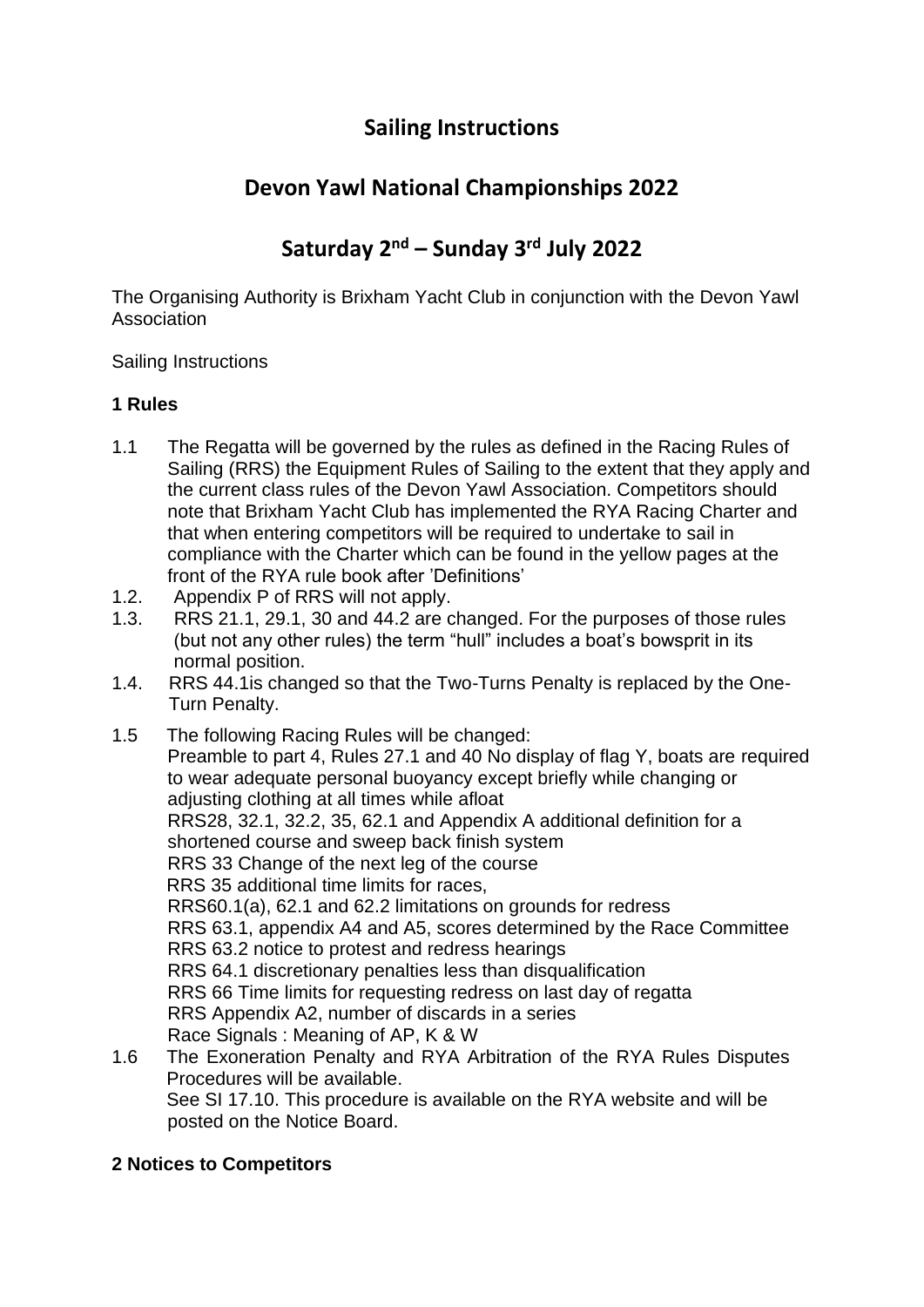# Sailing Instructions

# Devon Yawl National Championships 2022

# Saturday 2nd – Sunday 3rd July 2022

The Organising Authority is Brixham Yacht Club in conjunction with the Devon Yawl Association

Sailing Instructions

### 1 Rules

1.1 The Regatta will be governed by the rules as defined in the Racing Rules of Sailing (RRS) the Equipment Rules of Sailing to the extent that they apply and the current class rules of the Devon Yawl Association. Competitors should note that Brixham Yacht Club has implemented the RYA Racing Charter and that when entering competitors will be required to undertake to sail in compliance with the Charter which can be found in the yellow pages at the front of the RYA rule book after 'Definitions'

1.2. Appendix P of RRS will not apply.

1.3. RRS 21.1, 29.1, 30 and 44.2 are changed. For the purposes of those rules (but not any other rules) the term "hull" includes a boat's bowsprit in its normal position.

1.4. RRS 44.1is changed so that the Two-Turns Penalty is replaced by the One-Turn Penalty.

1.5 The following Racing Rules will be changed:
Preamble to part 4, Rules 27.1 and 40 No display of flag Y, boats are required to wear adequate personal buoyancy except briefly while changing or adjusting clothing at all times while afloat
RRS28, 32.1, 32.2, 35, 62.1 and Appendix A additional definition for a shortened course and sweep back finish system
RRS 33 Change of the next leg of the course
RRS 35 additional time limits for races,
RRS60.1(a), 62.1 and 62.2 limitations on grounds for redress
RRS 63.1, appendix A4 and A5, scores determined by the Race Committee
RRS 63.2 notice to protest and redress hearings
RRS 64.1 discretionary penalties less than disqualification
RRS 66 Time limits for requesting redress on last day of regatta
RRS Appendix A2, number of discards in a series
Race Signals : Meaning of AP, K & W

1.6 The Exoneration Penalty and RYA Arbitration of the RYA Rules Disputes Procedures will be available.
See SI 17.10. This procedure is available on the RYA website and will be posted on the Notice Board.

### 2 Notices to Competitors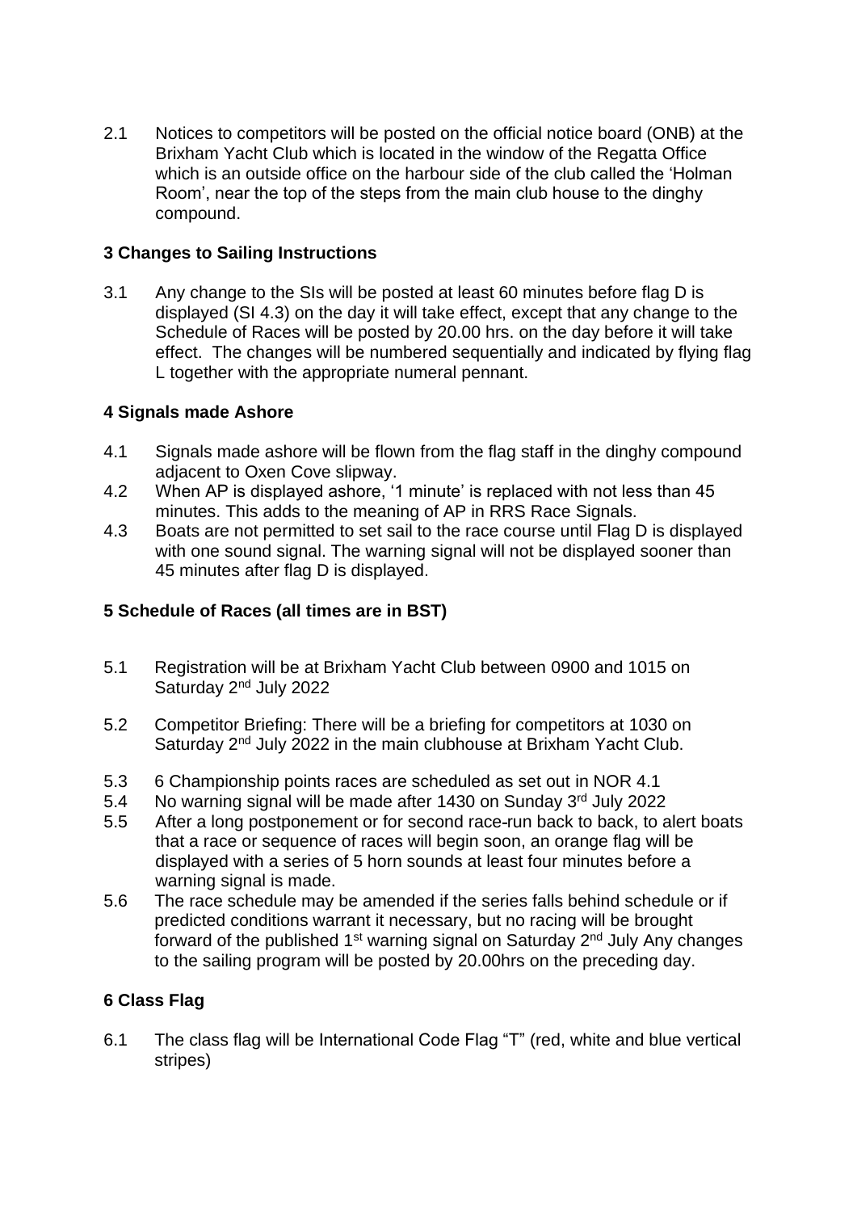2.1 Notices to competitors will be posted on the official notice board (ONB) at the Brixham Yacht Club which is located in the window of the Regatta Office which is an outside office on the harbour side of the club called the 'Holman Room', near the top of the steps from the main club house to the dinghy compound.

## 3 Changes to Sailing Instructions

3.1 Any change to the SIs will be posted at least 60 minutes before flag D is displayed (SI 4.3) on the day it will take effect, except that any change to the Schedule of Races will be posted by 20.00 hrs. on the day before it will take effect. The changes will be numbered sequentially and indicated by flying flag L together with the appropriate numeral pennant.

## 4 Signals made Ashore

4.1 Signals made ashore will be flown from the flag staff in the dinghy compound adjacent to Oxen Cove slipway.

4.2 When AP is displayed ashore, '1 minute' is replaced with not less than 45 minutes. This adds to the meaning of AP in RRS Race Signals.

4.3 Boats are not permitted to set sail to the race course until Flag D is displayed with one sound signal. The warning signal will not be displayed sooner than 45 minutes after flag D is displayed.

## 5 Schedule of Races (all times are in BST)

5.1 Registration will be at Brixham Yacht Club between 0900 and 1015 on Saturday 2nd July 2022

5.2 Competitor Briefing: There will be a briefing for competitors at 1030 on Saturday 2nd July 2022 in the main clubhouse at Brixham Yacht Club.

5.3 6 Championship points races are scheduled as set out in NOR 4.1

5.4 No warning signal will be made after 1430 on Sunday 3rd July 2022

5.5 After a long postponement or for second race-run back to back, to alert boats that a race or sequence of races will begin soon, an orange flag will be displayed with a series of 5 horn sounds at least four minutes before a warning signal is made.

5.6 The race schedule may be amended if the series falls behind schedule or if predicted conditions warrant it necessary, but no racing will be brought forward of the published 1st warning signal on Saturday 2nd July Any changes to the sailing program will be posted by 20.00hrs on the preceding day.

## 6 Class Flag

6.1 The class flag will be International Code Flag "T" (red, white and blue vertical stripes)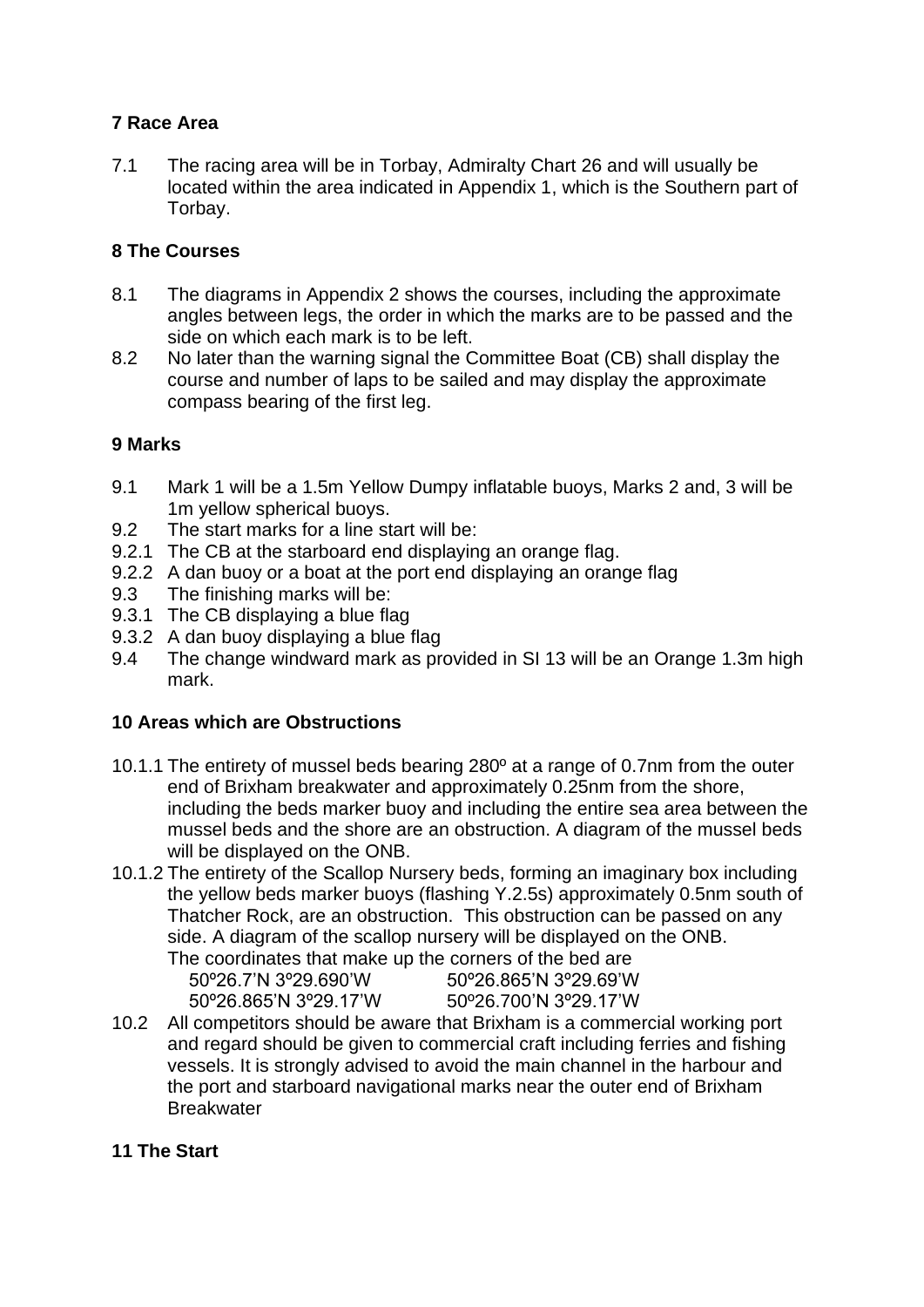**7 Race Area**

7.1 The racing area will be in Torbay, Admiralty Chart 26 and will usually be located within the area indicated in Appendix 1, which is the Southern part of Torbay.

**8 The Courses**

8.1 The diagrams in Appendix 2 shows the courses, including the approximate angles between legs, the order in which the marks are to be passed and the side on which each mark is to be left.

8.2 No later than the warning signal the Committee Boat (CB) shall display the course and number of laps to be sailed and may display the approximate compass bearing of the first leg.

**9 Marks**

9.1 Mark 1 will be a 1.5m Yellow Dumpy inflatable buoys, Marks 2 and, 3 will be 1m yellow spherical buoys.

9.2 The start marks for a line start will be:

9.2.1 The CB at the starboard end displaying an orange flag.

9.2.2 A dan buoy or a boat at the port end displaying an orange flag

9.3 The finishing marks will be:

9.3.1 The CB displaying a blue flag

9.3.2 A dan buoy displaying a blue flag

9.4 The change windward mark as provided in SI 13 will be an Orange 1.3m high mark.

**10 Areas which are Obstructions**

10.1.1 The entirety of mussel beds bearing 280º at a range of 0.7nm from the outer end of Brixham breakwater and approximately 0.25nm from the shore, including the beds marker buoy and including the entire sea area between the mussel beds and the shore are an obstruction. A diagram of the mussel beds will be displayed on the ONB.

10.1.2 The entirety of the Scallop Nursery beds, forming an imaginary box including the yellow beds marker buoys (flashing Y.2.5s) approximately 0.5nm south of Thatcher Rock, are an obstruction. This obstruction can be passed on any side. A diagram of the scallop nursery will be displayed on the ONB. The coordinates that make up the corners of the bed are

| | |
|---|---|
| 50º26.7'N 3º29.690'W | 50º26.865'N 3º29.69'W |
| 50º26.865'N 3º29.17'W | 50º26.700'N 3º29.17'W |

10.2 All competitors should be aware that Brixham is a commercial working port and regard should be given to commercial craft including ferries and fishing vessels. It is strongly advised to avoid the main channel in the harbour and the port and starboard navigational marks near the outer end of Brixham Breakwater

**11 The Start**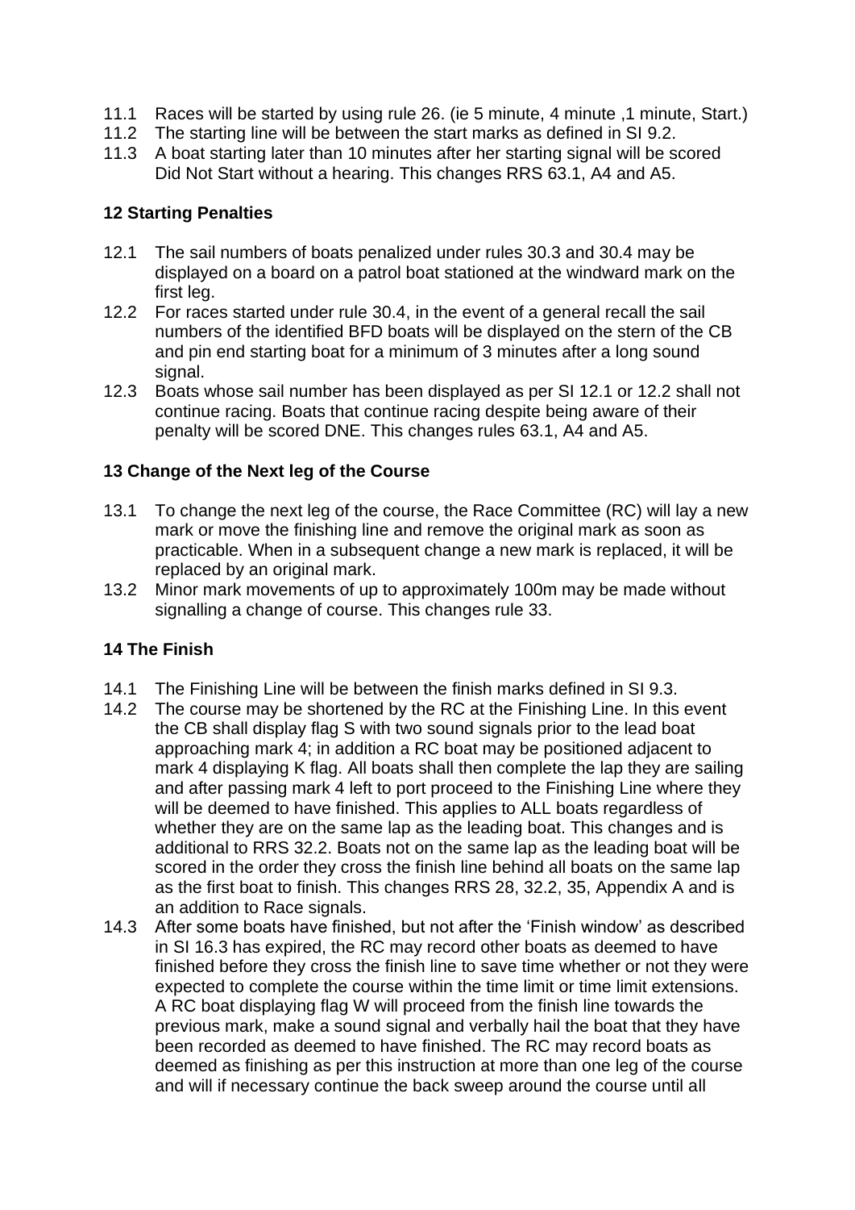11.1 Races will be started by using rule 26. (ie 5 minute, 4 minute ,1 minute, Start.)

11.2 The starting line will be between the start marks as defined in SI 9.2.

11.3 A boat starting later than 10 minutes after her starting signal will be scored Did Not Start without a hearing. This changes RRS 63.1, A4 and A5.

## 12 Starting Penalties

12.1 The sail numbers of boats penalized under rules 30.3 and 30.4 may be displayed on a board on a patrol boat stationed at the windward mark on the first leg.

12.2 For races started under rule 30.4, in the event of a general recall the sail numbers of the identified BFD boats will be displayed on the stern of the CB and pin end starting boat for a minimum of 3 minutes after a long sound signal.

12.3 Boats whose sail number has been displayed as per SI 12.1 or 12.2 shall not continue racing. Boats that continue racing despite being aware of their penalty will be scored DNE. This changes rules 63.1, A4 and A5.

## 13 Change of the Next leg of the Course

13.1 To change the next leg of the course, the Race Committee (RC) will lay a new mark or move the finishing line and remove the original mark as soon as practicable. When in a subsequent change a new mark is replaced, it will be replaced by an original mark.

13.2 Minor mark movements of up to approximately 100m may be made without signalling a change of course. This changes rule 33.

## 14 The Finish

14.1 The Finishing Line will be between the finish marks defined in SI 9.3.

14.2 The course may be shortened by the RC at the Finishing Line. In this event the CB shall display flag S with two sound signals prior to the lead boat approaching mark 4; in addition a RC boat may be positioned adjacent to mark 4 displaying K flag. All boats shall then complete the lap they are sailing and after passing mark 4 left to port proceed to the Finishing Line where they will be deemed to have finished. This applies to ALL boats regardless of whether they are on the same lap as the leading boat. This changes and is additional to RRS 32.2. Boats not on the same lap as the leading boat will be scored in the order they cross the finish line behind all boats on the same lap as the first boat to finish. This changes RRS 28, 32.2, 35, Appendix A and is an addition to Race signals.

14.3 After some boats have finished, but not after the 'Finish window' as described in SI 16.3 has expired, the RC may record other boats as deemed to have finished before they cross the finish line to save time whether or not they were expected to complete the course within the time limit or time limit extensions. A RC boat displaying flag W will proceed from the finish line towards the previous mark, make a sound signal and verbally hail the boat that they have been recorded as deemed to have finished. The RC may record boats as deemed as finishing as per this instruction at more than one leg of the course and will if necessary continue the back sweep around the course until all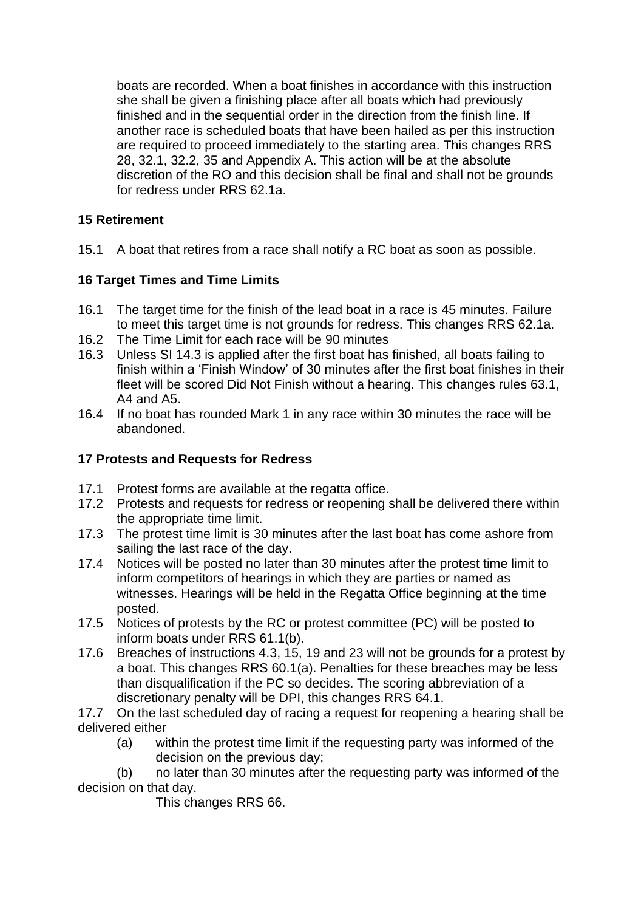boats are recorded. When a boat finishes in accordance with this instruction she shall be given a finishing place after all boats which had previously finished and in the sequential order in the direction from the finish line. If another race is scheduled boats that have been hailed as per this instruction are required to proceed immediately to the starting area. This changes RRS 28, 32.1, 32.2, 35 and Appendix A. This action will be at the absolute discretion of the RO and this decision shall be final and shall not be grounds for redress under RRS 62.1a.

## 15 Retirement

15.1 A boat that retires from a race shall notify a RC boat as soon as possible.

## 16 Target Times and Time Limits

16.1 The target time for the finish of the lead boat in a race is 45 minutes. Failure to meet this target time is not grounds for redress. This changes RRS 62.1a.

16.2 The Time Limit for each race will be 90 minutes

16.3 Unless SI 14.3 is applied after the first boat has finished, all boats failing to finish within a 'Finish Window' of 30 minutes after the first boat finishes in their fleet will be scored Did Not Finish without a hearing. This changes rules 63.1, A4 and A5.

16.4 If no boat has rounded Mark 1 in any race within 30 minutes the race will be abandoned.

## 17 Protests and Requests for Redress

17.1 Protest forms are available at the regatta office.

17.2 Protests and requests for redress or reopening shall be delivered there within the appropriate time limit.

17.3 The protest time limit is 30 minutes after the last boat has come ashore from sailing the last race of the day.

17.4 Notices will be posted no later than 30 minutes after the protest time limit to inform competitors of hearings in which they are parties or named as witnesses. Hearings will be held in the Regatta Office beginning at the time posted.

17.5 Notices of protests by the RC or protest committee (PC) will be posted to inform boats under RRS 61.1(b).

17.6 Breaches of instructions 4.3, 15, 19 and 23 will not be grounds for a protest by a boat. This changes RRS 60.1(a). Penalties for these breaches may be less than disqualification if the PC so decides. The scoring abbreviation of a discretionary penalty will be DPI, this changes RRS 64.1.

17.7 On the last scheduled day of racing a request for reopening a hearing shall be delivered either

(a) within the protest time limit if the requesting party was informed of the decision on the previous day;

(b) no later than 30 minutes after the requesting party was informed of the decision on that day.

This changes RRS 66.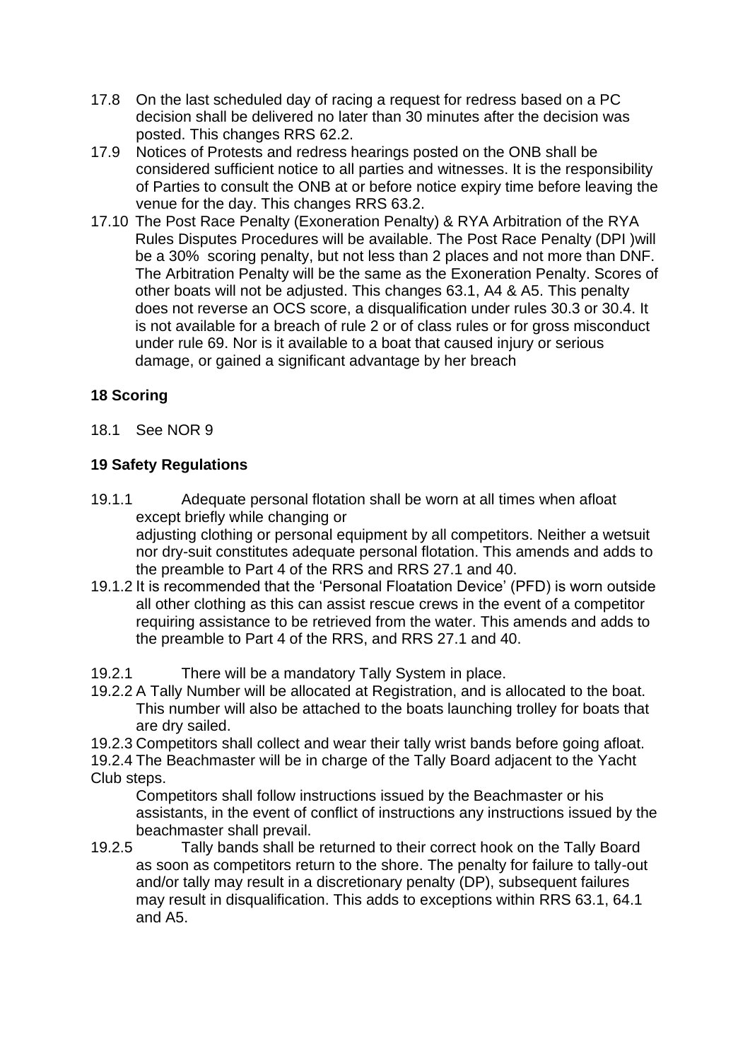17.8 On the last scheduled day of racing a request for redress based on a PC decision shall be delivered no later than 30 minutes after the decision was posted. This changes RRS 62.2.

17.9 Notices of Protests and redress hearings posted on the ONB shall be considered sufficient notice to all parties and witnesses. It is the responsibility of Parties to consult the ONB at or before notice expiry time before leaving the venue for the day. This changes RRS 63.2.

17.10 The Post Race Penalty (Exoneration Penalty) & RYA Arbitration of the RYA Rules Disputes Procedures will be available. The Post Race Penalty (DPI )will be a 30% scoring penalty, but not less than 2 places and not more than DNF. The Arbitration Penalty will be the same as the Exoneration Penalty. Scores of other boats will not be adjusted. This changes 63.1, A4 & A5. This penalty does not reverse an OCS score, a disqualification under rules 30.3 or 30.4. It is not available for a breach of rule 2 or of class rules or for gross misconduct under rule 69. Nor is it available to a boat that caused injury or serious damage, or gained a significant advantage by her breach

**18 Scoring**

18.1 See NOR 9

**19 Safety Regulations**

19.1.1 Adequate personal flotation shall be worn at all times when afloat except briefly while changing or adjusting clothing or personal equipment by all competitors. Neither a wetsuit nor dry-suit constitutes adequate personal flotation. This amends and adds to the preamble to Part 4 of the RRS and RRS 27.1 and 40.

19.1.2 It is recommended that the 'Personal Floatation Device' (PFD) is worn outside all other clothing as this can assist rescue crews in the event of a competitor requiring assistance to be retrieved from the water. This amends and adds to the preamble to Part 4 of the RRS, and RRS 27.1 and 40.

19.2.1 There will be a mandatory Tally System in place.

19.2.2 A Tally Number will be allocated at Registration, and is allocated to the boat. This number will also be attached to the boats launching trolley for boats that are dry sailed.

19.2.3 Competitors shall collect and wear their tally wrist bands before going afloat.

19.2.4 The Beachmaster will be in charge of the Tally Board adjacent to the Yacht Club steps.
Competitors shall follow instructions issued by the Beachmaster or his assistants, in the event of conflict of instructions any instructions issued by the beachmaster shall prevail.

19.2.5 Tally bands shall be returned to their correct hook on the Tally Board as soon as competitors return to the shore. The penalty for failure to tally-out and/or tally may result in a discretionary penalty (DP), subsequent failures may result in disqualification. This adds to exceptions within RRS 63.1, 64.1 and A5.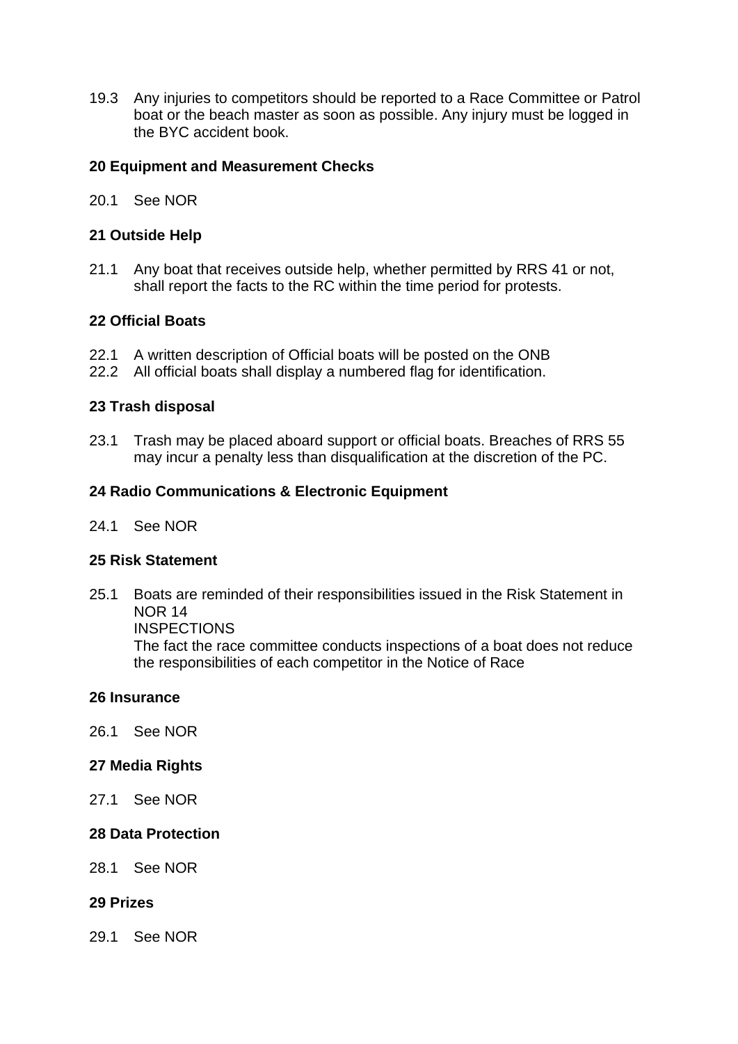19.3 Any injuries to competitors should be reported to a Race Committee or Patrol boat or the beach master as soon as possible. Any injury must be logged in the BYC accident book.

**20 Equipment and Measurement Checks**

20.1 See NOR

**21 Outside Help**

21.1 Any boat that receives outside help, whether permitted by RRS 41 or not, shall report the facts to the RC within the time period for protests.

**22 Official Boats**

22.1 A written description of Official boats will be posted on the ONB
22.2 All official boats shall display a numbered flag for identification.

**23 Trash disposal**

23.1 Trash may be placed aboard support or official boats. Breaches of RRS 55 may incur a penalty less than disqualification at the discretion of the PC.

**24 Radio Communications & Electronic Equipment**

24.1 See NOR

**25 Risk Statement**

25.1 Boats are reminded of their responsibilities issued in the Risk Statement in NOR 14
INSPECTIONS
The fact the race committee conducts inspections of a boat does not reduce the responsibilities of each competitor in the Notice of Race

**26 Insurance**

26.1 See NOR

**27 Media Rights**

27.1 See NOR

**28 Data Protection**

28.1 See NOR

**29 Prizes**

29.1 See NOR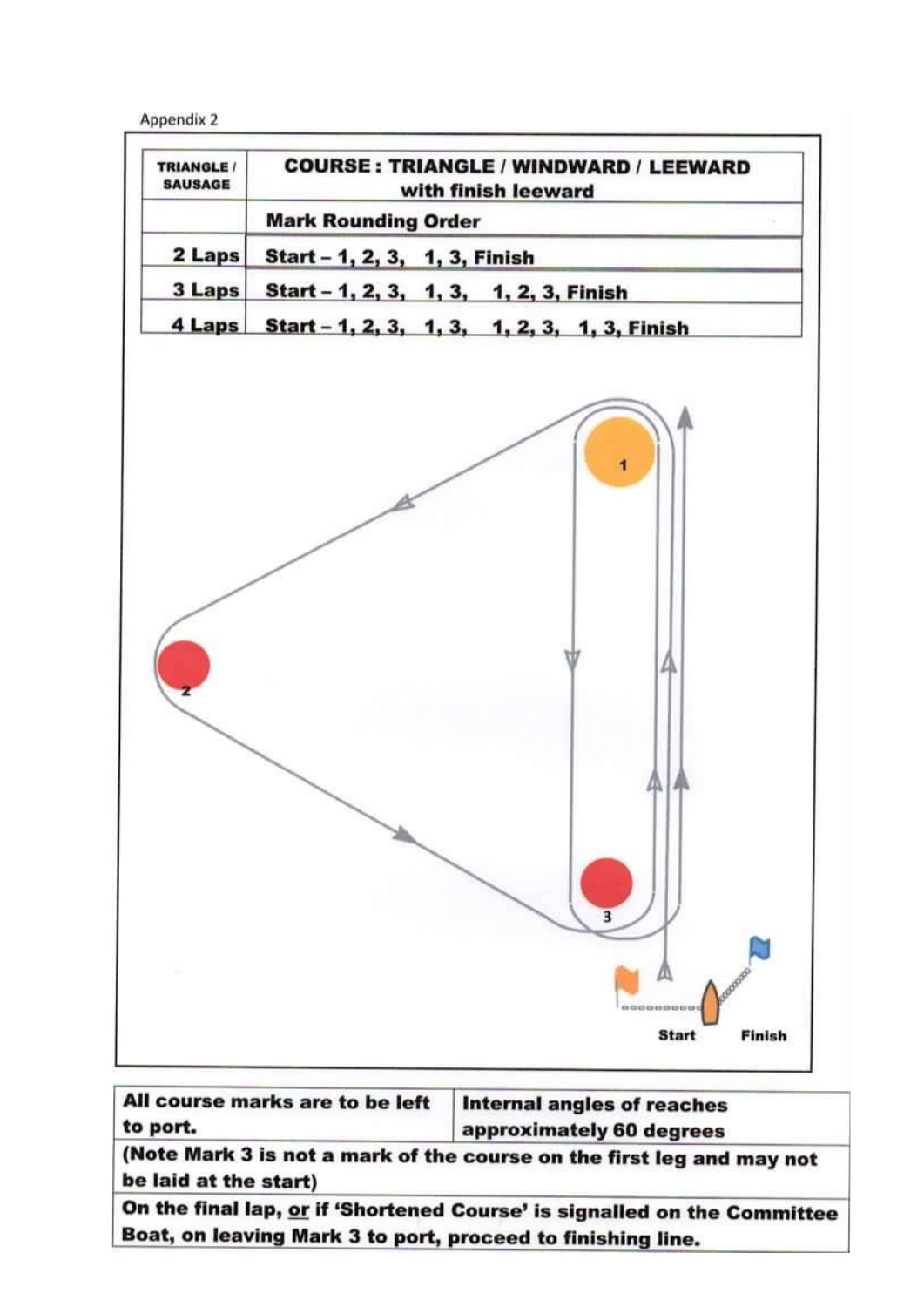Appendix 2

| TRIANGLE / SAUSAGE | COURSE : TRIANGLE / WINDWARD / LEEWARD with finish leeward |
|---|---|
| | **Mark Rounding Order** |
| **2 Laps** | **Start – 1, 2, 3, 1, 3, Finish** |
| **3 Laps** | **Start – 1, 2, 3, 1, 3, 1, 2, 3, Finish** |
| **4 Laps** | **Start – 1, 2, 3, 1, 3, 1, 2, 3, 1, 3, Finish** |

1

2

3

Start

Finish

| | |
|---|---|
| **All course marks are to be left to port.** | **Internal angles of reaches approximately 60 degrees** |
| **(Note Mark 3 is not a mark of the course on the first leg and may not be laid at the start)** | |
| **On the final lap, or if 'Shortened Course' is signalled on the Committee Boat, on leaving Mark 3 to port, proceed to finishing line.** | |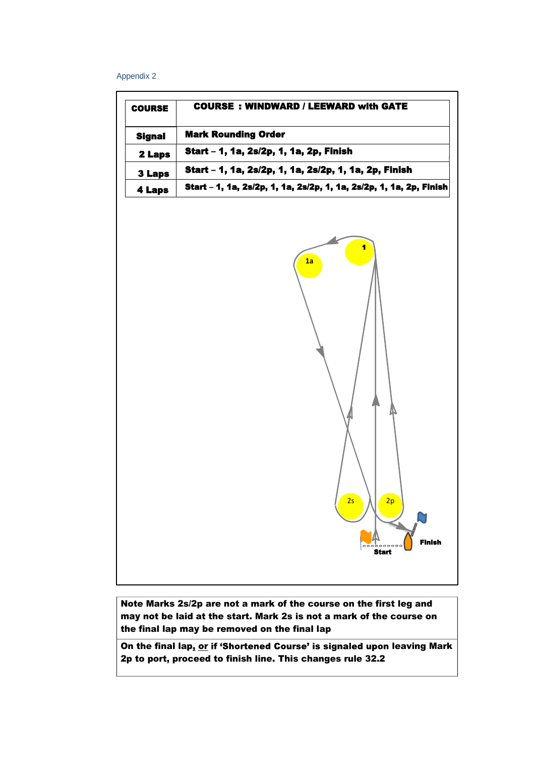Appendix 2

| COURSE | COURSE : WINDWARD / LEEWARD with GATE |
|---|---|
| **Signal** | **Mark Rounding Order** |
| **2 Laps** | **Start – 1, 1a, 2s/2p, 1, 1a, 2p, Finish** |
| **3 Laps** | **Start – 1, 1a, 2s/2p, 1, 1a, 2s/2p, 1, 1a, 2p, Finish** |
| **4 Laps** | **Start – 1, 1a, 2s/2p, 1, 1a, 2s/2p, 1, 1a, 2s/2p, 1, 1a, 2p, Finish** |

1a
1
2s
2p
Finish
Start

**Note Marks 2s/2p are not a mark of the course on the first leg and may not be laid at the start. Mark 2s is not a mark of the course on the final lap may be removed on the final lap**

**On the final lap, <u>or</u> if 'Shortened Course' is signaled upon leaving Mark 2p to port, proceed to finish line. This changes rule 32.2**